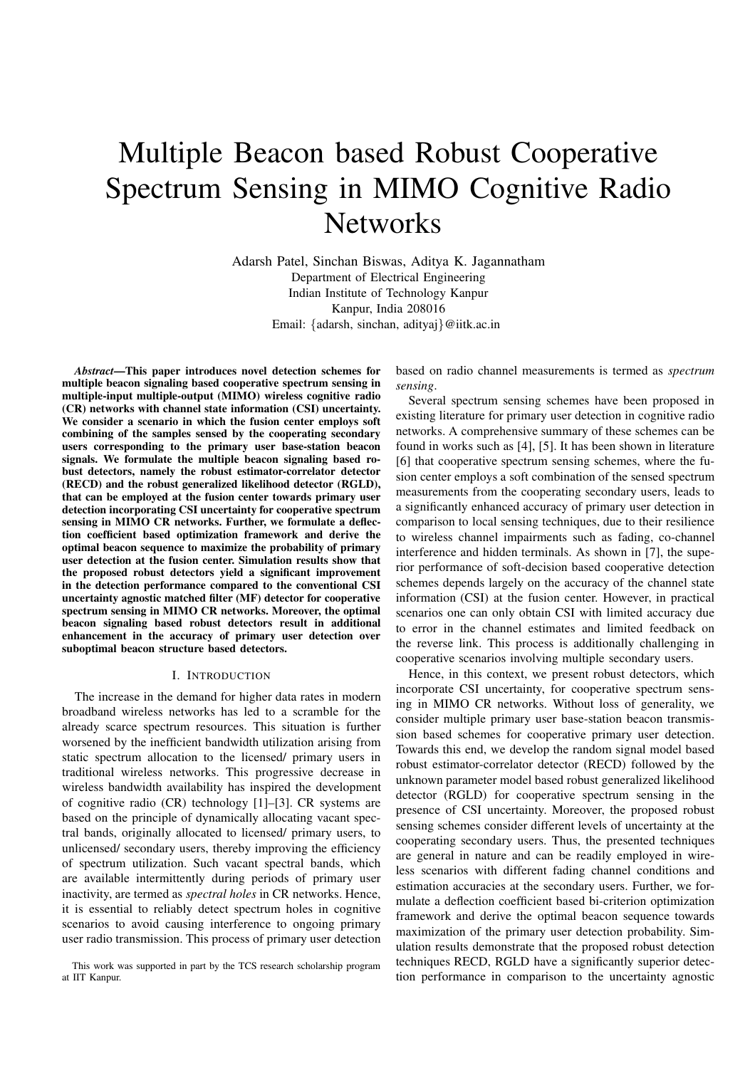# Multiple Beacon based Robust Cooperative Spectrum Sensing in MIMO Cognitive Radio Networks

Adarsh Patel, Sinchan Biswas, Aditya K. Jagannatham
Department of Electrical Engineering
Indian Institute of Technology Kanpur
Kanpur, India 208016
Email: {adarsh, sinchan, adityaj}@iitk.ac.in

***Abstract*—This paper introduces novel detection schemes for multiple beacon signaling based cooperative spectrum sensing in multiple-input multiple-output (MIMO) wireless cognitive radio (CR) networks with channel state information (CSI) uncertainty. We consider a scenario in which the fusion center employs soft combining of the samples sensed by the cooperating secondary users corresponding to the primary user base-station beacon signals. We formulate the multiple beacon signaling based robust detectors, namely the robust estimator-correlator detector (RECD) and the robust generalized likelihood detector (RGLD), that can be employed at the fusion center towards primary user detection incorporating CSI uncertainty for cooperative spectrum sensing in MIMO CR networks. Further, we formulate a deflection coefficient based optimization framework and derive the optimal beacon sequence to maximize the probability of primary user detection at the fusion center. Simulation results show that the proposed robust detectors yield a significant improvement in the detection performance compared to the conventional CSI uncertainty agnostic matched filter (MF) detector for cooperative spectrum sensing in MIMO CR networks. Moreover, the optimal beacon signaling based robust detectors result in additional enhancement in the accuracy of primary user detection over suboptimal beacon structure based detectors.**

## I. Introduction

The increase in the demand for higher data rates in modern broadband wireless networks has led to a scramble for the already scarce spectrum resources. This situation is further worsened by the inefficient bandwidth utilization arising from static spectrum allocation to the licensed/ primary users in traditional wireless networks. This progressive decrease in wireless bandwidth availability has inspired the development of cognitive radio (CR) technology [1]–[3]. CR systems are based on the principle of dynamically allocating vacant spectral bands, originally allocated to licensed/ primary users, to unlicensed/ secondary users, thereby improving the efficiency of spectrum utilization. Such vacant spectral bands, which are available intermittently during periods of primary user inactivity, are termed as *spectral holes* in CR networks. Hence, it is essential to reliably detect spectrum holes in cognitive scenarios to avoid causing interference to ongoing primary user radio transmission. This process of primary user detection based on radio channel measurements is termed as *spectrum sensing*.

Several spectrum sensing schemes have been proposed in existing literature for primary user detection in cognitive radio networks. A comprehensive summary of these schemes can be found in works such as [4], [5]. It has been shown in literature [6] that cooperative spectrum sensing schemes, where the fusion center employs a soft combination of the sensed spectrum measurements from the cooperating secondary users, leads to a significantly enhanced accuracy of primary user detection in comparison to local sensing techniques, due to their resilience to wireless channel impairments such as fading, co-channel interference and hidden terminals. As shown in [7], the superior performance of soft-decision based cooperative detection schemes depends largely on the accuracy of the channel state information (CSI) at the fusion center. However, in practical scenarios one can only obtain CSI with limited accuracy due to error in the channel estimates and limited feedback on the reverse link. This process is additionally challenging in cooperative scenarios involving multiple secondary users.

Hence, in this context, we present robust detectors, which incorporate CSI uncertainty, for cooperative spectrum sensing in MIMO CR networks. Without loss of generality, we consider multiple primary user base-station beacon transmission based schemes for cooperative primary user detection. Towards this end, we develop the random signal model based robust estimator-correlator detector (RECD) followed by the unknown parameter model based robust generalized likelihood detector (RGLD) for cooperative spectrum sensing in the presence of CSI uncertainty. Moreover, the proposed robust sensing schemes consider different levels of uncertainty at the cooperating secondary users. Thus, the presented techniques are general in nature and can be readily employed in wireless scenarios with different fading channel conditions and estimation accuracies at the secondary users. Further, we formulate a deflection coefficient based bi-criterion optimization framework and derive the optimal beacon sequence towards maximization of the primary user detection probability. Simulation results demonstrate that the proposed robust detection techniques RECD, RGLD have a significantly superior detection performance in comparison to the uncertainty agnostic

This work was supported in part by the TCS research scholarship program at IIT Kanpur.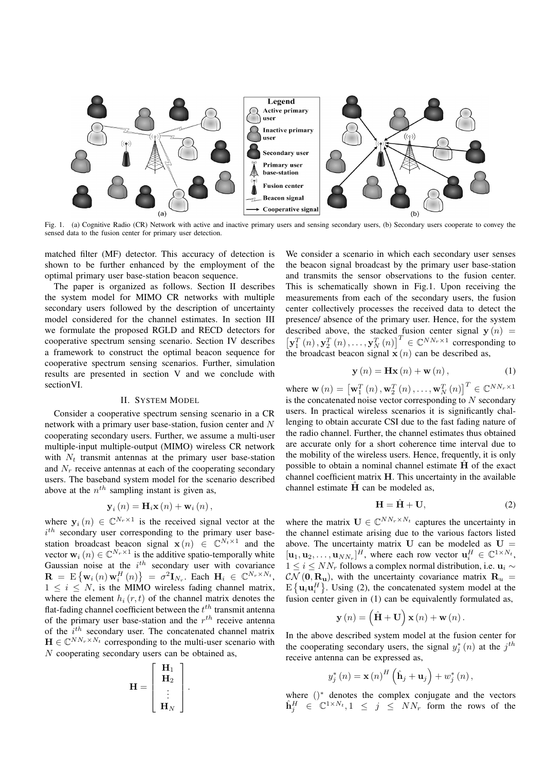Fig. 1. (a) Cognitive Radio (CR) Network with active and inactive primary users and sensing secondary users, (b) Secondary users cooperate to convey the sensed data to the fusion center for primary user detection.

matched filter (MF) detector. This accuracy of detection is shown to be further enhanced by the employment of the optimal primary user base-station beacon sequence.

The paper is organized as follows. Section II describes the system model for MIMO CR networks with multiple secondary users followed by the description of uncertainty model considered for the channel estimates. In section III we formulate the proposed RGLD and RECD detectors for cooperative spectrum sensing scenario. Section IV describes a framework to construct the optimal beacon sequence for cooperative spectrum sensing scenarios. Further, simulation results are presented in section V and we conclude with sectionVI.

## II. System Model

Consider a cooperative spectrum sensing scenario in a CR network with a primary user base-station, fusion center and $N$ cooperating secondary users. Further, we assume a multi-user multiple-input multiple-output (MIMO) wireless CR network with $N_t$ transmit antennas at the primary user base-station and $N_r$ receive antennas at each of the cooperating secondary users. The baseband system model for the scenario described above at the $n^{th}$ sampling instant is given as,

$$\mathbf{y}_i(n) = \mathbf{H}_i \mathbf{x}(n) + \mathbf{w}_i(n),$$

where $\mathbf{y}_i(n) \in \mathbb{C}^{N_r \times 1}$ is the received signal vector at the $i^{th}$ secondary user corresponding to the primary user base-station broadcast beacon signal $\mathbf{x}(n) \in \mathbb{C}^{N_t \times 1}$ and the vector $\mathbf{w}_i(n) \in \mathbb{C}^{N_r \times 1}$ is the additive spatio-temporally white Gaussian noise at the $i^{th}$ secondary user with covariance $\mathbf{R} = \mathrm{E}\left\{\mathbf{w}_i(n)\mathbf{w}_i^H(n)\right\} = \sigma^2 \mathbf{I}_{N_r}$. Each $\mathbf{H}_i \in \mathbb{C}^{N_r \times N_t}$, $1 \le i \le N$, is the MIMO wireless fading channel matrix, where the element $h_i(r,t)$ of the channel matrix denotes the flat-fading channel coefficient between the $t^{th}$ transmit antenna of the primary user base-station and the $r^{th}$ receive antenna of the $i^{th}$ secondary user. The concatenated channel matrix $\mathbf{H} \in \mathbb{C}^{NN_r \times N_t}$ corresponding to the multi-user scenario with $N$ cooperating secondary users can be obtained as,

$$\mathbf{H} = \begin{bmatrix} \mathbf{H}_1 \\ \mathbf{H}_2 \\ \vdots \\ \mathbf{H}_N \end{bmatrix}.$$

We consider a scenario in which each secondary user senses the beacon signal broadcast by the primary user base-station and transmits the sensor observations to the fusion center. This is schematically shown in Fig.1. Upon receiving the measurements from each of the secondary users, the fusion center collectively processes the received data to detect the presence/ absence of the primary user. Hence, for the system described above, the stacked fusion center signal $\mathbf{y}(n) = \left[\mathbf{y}_1^T(n), \mathbf{y}_2^T(n), \ldots, \mathbf{y}_N^T(n)\right]^T \in \mathbb{C}^{NN_r \times 1}$ corresponding to the broadcast beacon signal $\mathbf{x}(n)$ can be described as,

$$\mathbf{y}(n) = \mathbf{H}\mathbf{x}(n) + \mathbf{w}(n), \tag{1}$$

where $\mathbf{w}(n) = \left[\mathbf{w}_1^T(n), \mathbf{w}_2^T(n), \ldots, \mathbf{w}_N^T(n)\right]^T \in \mathbb{C}^{NN_r \times 1}$ is the concatenated noise vector corresponding to $N$ secondary users. In practical wireless scenarios it is significantly challenging to obtain accurate CSI due to the fast fading nature of the radio channel. Further, the channel estimates thus obtained are accurate only for a short coherence time interval due to the mobility of the wireless users. Hence, frequently, it is only possible to obtain a nominal channel estimate $\hat{\mathbf{H}}$ of the exact channel coefficient matrix $\mathbf{H}$. This uncertainty in the available channel estimate $\hat{\mathbf{H}}$ can be modeled as,

$$\mathbf{H} = \hat{\mathbf{H}} + \mathbf{U}, \tag{2}$$

where the matrix $\mathbf{U} \in \mathbb{C}^{NN_r \times N_t}$ captures the uncertainty in the channel estimate arising due to the various factors listed above. The uncertainty matrix $\mathbf{U}$ can be modeled as $\mathbf{U} = [\mathbf{u}_1, \mathbf{u}_2, \ldots, \mathbf{u}_{NN_r}]^H$, where each row vector $\mathbf{u}_i^H \in \mathbb{C}^{1 \times N_t}$, $1 \le i \le NN_r$ follows a complex normal distribution, i.e. $\mathbf{u}_i \sim \mathcal{CN}(\mathbf{0}, \mathbf{R}_\mathbf{u})$, with the uncertainty covariance matrix $\mathbf{R}_u = \mathrm{E}\left\{\mathbf{u}_i\mathbf{u}_i^H\right\}$. Using (2), the concatenated system model at the fusion center given in (1) can be equivalently formulated as,

$$\mathbf{y}(n) = \left(\hat{\mathbf{H}} + \mathbf{U}\right)\mathbf{x}(n) + \mathbf{w}(n).$$

In the above described system model at the fusion center for the cooperating secondary users, the signal $y_j^*(n)$ at the $j^{th}$ receive antenna can be expressed as,

$$y_j^*(n) = \mathbf{x}(n)^H\left(\hat{\mathbf{h}}_j + \mathbf{u}_j\right) + w_j^*(n),$$

where $()^*$ denotes the complex conjugate and the vectors $\hat{\mathbf{h}}_j^H \in \mathbb{C}^{1 \times N_t}, 1 \le j \le NN_r$ form the rows of the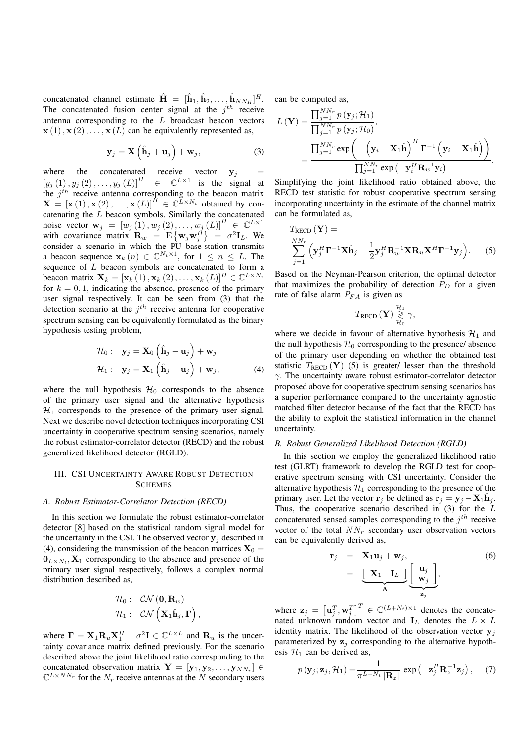concatenated channel estimate $\hat{\mathbf{H}} = [\hat{\mathbf{h}}_1, \hat{\mathbf{h}}_2, \ldots, \hat{\mathbf{h}}_{NN_H}]^H$. The concatenated fusion center signal at the $j^{th}$ receive antenna corresponding to the $L$ broadcast beacon vectors $\mathbf{x}(1), \mathbf{x}(2), \ldots, \mathbf{x}(L)$ can be equivalently represented as,

$$\mathbf{y}_j = \mathbf{X}\left(\hat{\mathbf{h}}_j + \mathbf{u}_j\right) + \mathbf{w}_j, \tag{3}$$

where the concatenated receive vector $\mathbf{y}_j = [y_j(1), y_j(2), \ldots, y_j(L)]^H \in \mathbb{C}^{L\times 1}$ is the signal at the $j^{th}$ receive antenna corresponding to the beacon matrix $\mathbf{X} = [\mathbf{x}(1), \mathbf{x}(2), \ldots, \mathbf{x}(L)]^H \in \mathbb{C}^{L\times N_t}$ obtained by concatenating the $L$ beacon symbols. Similarly the concatenated noise vector $\mathbf{w}_j = [w_j(1), w_j(2), \ldots, w_j(L)]^H \in \mathbb{C}^{L\times 1}$ with covariance matrix $\mathbf{R}_w = \mathrm{E}\left\{\mathbf{w}_j\mathbf{w}_j^H\right\} = \sigma^2\mathbf{I}_L$. We consider a scenario in which the PU base-station transmits a beacon sequence $\mathbf{x}_k(n) \in \mathbb{C}^{N_t\times 1}$, for $1 \leq n \leq L$. The sequence of $L$ beacon symbols are concatenated to form a beacon matrix $\mathbf{X}_k = [\mathbf{x}_k(1), \mathbf{x}_k(2), \ldots, \mathbf{x}_k(L)]^H \in \mathbb{C}^{L\times N_t}$ for $k = 0, 1$, indicating the absence, presence of the primary user signal respectively. It can be seen from (3) that the detection scenario at the $j^{th}$ receive antenna for cooperative spectrum sensing can be equivalently formulated as the binary hypothesis testing problem,

$$\begin{aligned}
\mathcal{H}_0:\quad & \mathbf{y}_j = \mathbf{X}_0\left(\hat{\mathbf{h}}_j + \mathbf{u}_j\right) + \mathbf{w}_j \\
\mathcal{H}_1:\quad & \mathbf{y}_j = \mathbf{X}_1\left(\hat{\mathbf{h}}_j + \mathbf{u}_j\right) + \mathbf{w}_j,
\end{aligned} \tag{4}$$

where the null hypothesis $\mathcal{H}_0$ corresponds to the absence of the primary user signal and the alternative hypothesis $\mathcal{H}_1$ corresponds to the presence of the primary user signal. Next we describe novel detection techniques incorporating CSI uncertainty in cooperative spectrum sensing scenarios, namely the robust estimator-correlator detector (RECD) and the robust generalized likelihood detector (RGLD).

## III. CSI Uncertainty Aware Robust Detection Schemes

### A. Robust Estimator-Correlator Detection (RECD)

In this section we formulate the robust estimator-correlator detector [8] based on the statistical random signal model for the uncertainty in the CSI. The observed vector $\mathbf{y}_j$ described in (4), considering the transmission of the beacon matrices $\mathbf{X}_0 = \mathbf{0}_{L\times N_t}, \mathbf{X}_1$ corresponding to the absence and presence of the primary user signal respectively, follows a complex normal distribution described as,

$$\begin{aligned}
\mathcal{H}_0:\quad & \mathcal{CN}(\mathbf{0}, \mathbf{R}_w) \\
\mathcal{H}_1:\quad & \mathcal{CN}\left(\mathbf{X}_1\hat{\mathbf{h}}_j, \mathbf{\Gamma}\right),
\end{aligned}$$

where $\mathbf{\Gamma} = \mathbf{X}_1\mathbf{R}_u\mathbf{X}_1^H + \sigma^2\mathbf{I} \in \mathbb{C}^{L\times L}$ and $\mathbf{R}_u$ is the uncertainty covariance matrix defined previously. For the scenario described above the joint likelihood ratio corresponding to the concatenated observation matrix $\mathbf{Y} = [\mathbf{y}_1, \mathbf{y}_2, \ldots, \mathbf{y}_{NN_r}] \in \mathbb{C}^{L\times NN_r}$ for the $N_r$ receive antennas at the $N$ secondary users can be computed as,

$$\begin{aligned}
L(\mathbf{Y}) &= \frac{\prod_{j=1}^{NN_r} p(\mathbf{y}_j; \mathcal{H}_1)}{\prod_{j=1}^{NN_r} p(\mathbf{y}_j; \mathcal{H}_0)}, \\
&= \frac{\prod_{j=1}^{NN_r} \exp\left(-\left(\mathbf{y}_i - \mathbf{X}_1\hat{\mathbf{h}}\right)^H \mathbf{\Gamma}^{-1}\left(\mathbf{y}_i - \mathbf{X}_1\hat{\mathbf{h}}\right)\right)}{\prod_{j=1}^{NN_r} \exp\left(-\mathbf{y}_i^H\mathbf{R}_w^{-1}\mathbf{y}_i\right)}.
\end{aligned}$$

Simplifying the joint likelihood ratio obtained above, the RECD test statistic for robust cooperative spectrum sensing incorporating uncertainty in the estimate of the channel matrix can be formulated as,

$$T_{\text{RECD}}(\mathbf{Y}) = \sum_{j=1}^{NN_r}\left(\mathbf{y}_j^H\mathbf{\Gamma}^{-1}\mathbf{X}\hat{\mathbf{h}}_j + \frac{1}{2}\mathbf{y}_j^H\mathbf{R}_w^{-1}\mathbf{X}\mathbf{R}_u\mathbf{X}^H\mathbf{\Gamma}^{-1}\mathbf{y}_j\right). \tag{5}$$

Based on the Neyman-Pearson criterion, the optimal detector that maximizes the probability of detection $P_D$ for a given rate of false alarm $P_{FA}$ is given as

$$T_{\text{RECD}}(\mathbf{Y}) \underset{\mathcal{H}_0}{\overset{\mathcal{H}_1}{\gtrless}} \gamma,$$

where we decide in favour of alternative hypothesis $\mathcal{H}_1$ and the null hypothesis $\mathcal{H}_0$ corresponding to the presence/ absence of the primary user depending on whether the obtained test statistic $T_{\text{RECD}}(\mathbf{Y})$ (5) is greater/ lesser than the threshold $\gamma$. The uncertainty aware robust estimator-correlator detector proposed above for cooperative spectrum sensing scenarios has a superior performance compared to the uncertainty agnostic matched filter detector because of the fact that the RECD has the ability to exploit the statistical information in the channel uncertainty.

### B. Robust Generalized Likelihood Detection (RGLD)

In this section we employ the generalized likelihood ratio test (GLRT) framework to develop the RGLD test for cooperative spectrum sensing with CSI uncertainty. Consider the alternative hypothesis $\mathcal{H}_1$ corresponding to the presence of the primary user. Let the vector $\mathbf{r}_j$ be defined as $\mathbf{r}_j = \mathbf{y}_j - \mathbf{X}_1\hat{\mathbf{h}}_j$. Thus, the cooperative scenario described in (3) for the $L$ concatenated sensed samples corresponding to the $j^{th}$ receive vector of the total $NN_r$ secondary user observation vectors can be equivalently derived as,

$$\begin{aligned}
\mathbf{r}_j &= \mathbf{X}_1\mathbf{u}_j + \mathbf{w}_j, \\
&= \underbrace{\begin{bmatrix} \mathbf{X}_1 & \mathbf{I}_L \end{bmatrix}}_{\mathbf{A}} \underbrace{\begin{bmatrix} \mathbf{u}_j \\ \mathbf{w}_j \end{bmatrix}}_{\mathbf{z}_j},
\end{aligned} \tag{6}$$

where $\mathbf{z}_j = \left[\mathbf{u}_j^T, \mathbf{w}_j^T\right]^T \in \mathbb{C}^{(L+N_t)\times 1}$ denotes the concatenated unknown random vector and $\mathbf{I}_L$ denotes the $L \times L$ identity matrix. The likelihood of the observation vector $\mathbf{y}_j$ parameterized by $\mathbf{z}_j$ corresponding to the alternative hypothesis $\mathcal{H}_1$ can be derived as,

$$p(\mathbf{y}_j; \mathbf{z}_j, \mathcal{H}_1) = \frac{1}{\pi^{L+N_t}|\mathbf{R}_z|}\exp\left(-\mathbf{z}_j^H\mathbf{R}_z^{-1}\mathbf{z}_j\right), \tag{7}$$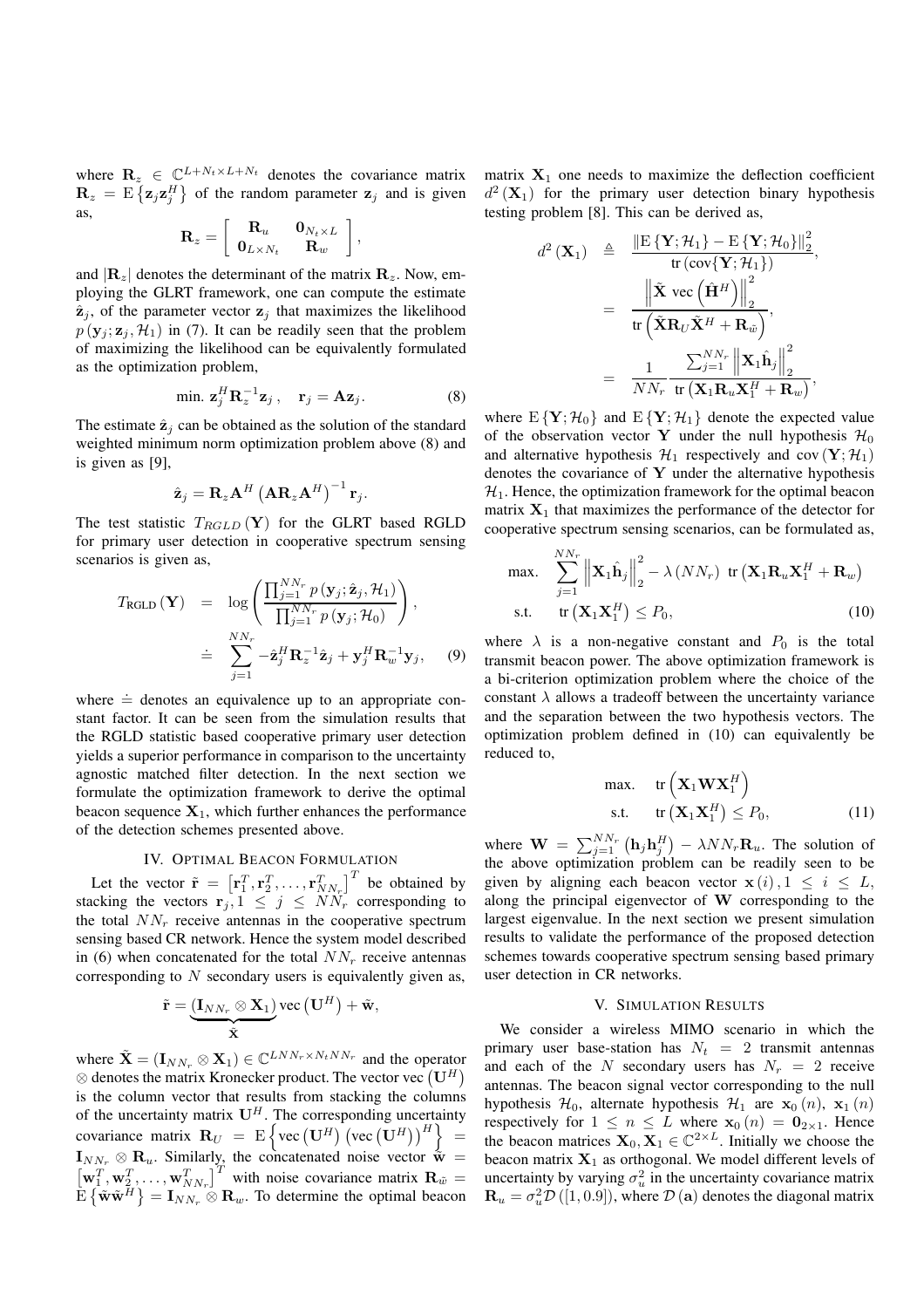where $\mathbf{R}_z \in \mathbb{C}^{L+N_t \times L+N_t}$ denotes the covariance matrix $\mathbf{R}_z = \mathrm{E}\left\{\mathbf{z}_j \mathbf{z}_j^H\right\}$ of the random parameter $\mathbf{z}_j$ and is given as,

$$\mathbf{R}_z = \begin{bmatrix} \mathbf{R}_u & \mathbf{0}_{N_t \times L} \\ \mathbf{0}_{L \times N_t} & \mathbf{R}_w \end{bmatrix},$$

and $|\mathbf{R}_z|$ denotes the determinant of the matrix $\mathbf{R}_z$. Now, employing the GLRT framework, one can compute the estimate $\hat{\mathbf{z}}_j$, of the parameter vector $\mathbf{z}_j$ that maximizes the likelihood $p\left(\mathbf{y}_j; \mathbf{z}_j, \mathcal{H}_1\right)$ in (7). It can be readily seen that the problem of maximizing the likelihood can be equivalently formulated as the optimization problem,

$$\text{min. } \mathbf{z}_j^H \mathbf{R}_z^{-1} \mathbf{z}_j, \quad \mathbf{r}_j = \mathbf{A}\mathbf{z}_j. \tag{8}$$

The estimate $\hat{\mathbf{z}}_j$ can be obtained as the solution of the standard weighted minimum norm optimization problem above (8) and is given as [9],

$$\hat{\mathbf{z}}_j = \mathbf{R}_z \mathbf{A}^H \left(\mathbf{A}\mathbf{R}_z\mathbf{A}^H\right)^{-1} \mathbf{r}_j.$$

The test statistic $T_{RGLD}(\mathbf{Y})$ for the GLRT based RGLD for primary user detection in cooperative spectrum sensing scenarios is given as,

$$\begin{aligned} T_{\text{RGLD}}(\mathbf{Y}) &= \log\left(\frac{\prod_{j=1}^{NN_r} p\left(\mathbf{y}_j; \hat{\mathbf{z}}_j, \mathcal{H}_1\right)}{\prod_{j=1}^{NN_r} p\left(\mathbf{y}_j; \mathcal{H}_0\right)}\right), \\ &\doteq \sum_{j=1}^{NN_r} -\hat{\mathbf{z}}_j^H \mathbf{R}_z^{-1} \hat{\mathbf{z}}_j + \mathbf{y}_j^H \mathbf{R}_w^{-1} \mathbf{y}_j, \end{aligned} \tag{9}$$

where $\doteq$ denotes an equivalence up to an appropriate constant factor. It can be seen from the simulation results that the RGLD statistic based cooperative primary user detection yields a superior performance in comparison to the uncertainty agnostic matched filter detection. In the next section we formulate the optimization framework to derive the optimal beacon sequence $\mathbf{X}_1$, which further enhances the performance of the detection schemes presented above.

## IV. Optimal Beacon Formulation

Let the vector $\tilde{\mathbf{r}} = \left[\mathbf{r}_1^T, \mathbf{r}_2^T, \ldots, \mathbf{r}_{NN_r}^T\right]^T$ be obtained by stacking the vectors $\mathbf{r}_j, 1 \leq j \leq NN_r$ corresponding to the total $NN_r$ receive antennas in the cooperative spectrum sensing based CR network. Hence the system model described in (6) when concatenated for the total $NN_r$ receive antennas corresponding to $N$ secondary users is equivalently given as,

$$\tilde{\mathbf{r}} = \underbrace{\left(\mathbf{I}_{NN_r} \otimes \mathbf{X}_1\right)}_{\tilde{\mathbf{X}}} \mathrm{vec}\left(\mathbf{U}^H\right) + \tilde{\mathbf{w}},$$

where $\tilde{\mathbf{X}} = \left(\mathbf{I}_{NN_r} \otimes \mathbf{X}_1\right) \in \mathbb{C}^{LNN_r \times N_t NN_r}$ and the operator $\otimes$ denotes the matrix Kronecker product. The vector $\mathrm{vec}\left(\mathbf{U}^H\right)$ is the column vector that results from stacking the columns of the uncertainty matrix $\mathbf{U}^H$. The corresponding uncertainty covariance matrix $\mathbf{R}_U = \mathrm{E}\left\{\mathrm{vec}\left(\mathbf{U}^H\right)\left(\mathrm{vec}\left(\mathbf{U}^H\right)\right)^H\right\} = \mathbf{I}_{NN_r} \otimes \mathbf{R}_u$. Similarly, the concatenated noise vector $\tilde{\mathbf{w}} = \left[\mathbf{w}_1^T, \mathbf{w}_2^T, \ldots, \mathbf{w}_{NN_r}^T\right]^T$ with noise covariance matrix $\mathbf{R}_{\tilde{w}} = \mathrm{E}\left\{\tilde{\mathbf{w}}\tilde{\mathbf{w}}^H\right\} = \mathbf{I}_{NN_r} \otimes \mathbf{R}_w$. To determine the optimal beacon matrix $\mathbf{X}_1$ one needs to maximize the deflection coefficient $d^2(\mathbf{X}_1)$ for the primary user detection binary hypothesis testing problem [8]. This can be derived as,

$$\begin{aligned} d^2(\mathbf{X}_1) &\triangleq \frac{\left\|\mathrm{E}\left\{\mathbf{Y}; \mathcal{H}_1\right\} - \mathrm{E}\left\{\mathbf{Y}; \mathcal{H}_0\right\}\right\|_2^2}{\mathrm{tr}\left(\mathrm{cov}\{\mathbf{Y}; \mathcal{H}_1\}\right)}, \\ &= \frac{\left\|\tilde{\mathbf{X}}\ \mathrm{vec}\left(\hat{\mathbf{H}}^H\right)\right\|_2^2}{\mathrm{tr}\left(\tilde{\mathbf{X}}\mathbf{R}_U\tilde{\mathbf{X}}^H + \mathbf{R}_{\tilde{w}}\right)}, \\ &= \frac{1}{NN_r}\frac{\sum_{j=1}^{NN_r}\left\|\mathbf{X}_1\hat{\mathbf{h}}_j\right\|_2^2}{\mathrm{tr}\left(\mathbf{X}_1\mathbf{R}_u\mathbf{X}_1^H + \mathbf{R}_w\right)}, \end{aligned}$$

where $\mathrm{E}\left\{\mathbf{Y}; \mathcal{H}_0\right\}$ and $\mathrm{E}\left\{\mathbf{Y}; \mathcal{H}_1\right\}$ denote the expected value of the observation vector $\mathbf{Y}$ under the null hypothesis $\mathcal{H}_0$ and alternative hypothesis $\mathcal{H}_1$ respectively and $\mathrm{cov}\left(\mathbf{Y}; \mathcal{H}_1\right)$ denotes the covariance of $\mathbf{Y}$ under the alternative hypothesis $\mathcal{H}_1$. Hence, the optimization framework for the optimal beacon matrix $\mathbf{X}_1$ that maximizes the performance of the detector for cooperative spectrum sensing scenarios, can be formulated as,

$$\begin{aligned} \text{max.} \quad & \sum_{j=1}^{NN_r}\left\|\mathbf{X}_1\hat{\mathbf{h}}_j\right\|_2^2 - \lambda\left(NN_r\right)\ \mathrm{tr}\left(\mathbf{X}_1\mathbf{R}_u\mathbf{X}_1^H + \mathbf{R}_w\right) \\ \text{s.t.} \quad & \mathrm{tr}\left(\mathbf{X}_1\mathbf{X}_1^H\right) \leq P_0, \end{aligned} \tag{10}$$

where $\lambda$ is a non-negative constant and $P_0$ is the total transmit beacon power. The above optimization framework is a bi-criterion optimization problem where the choice of the constant $\lambda$ allows a tradeoff between the uncertainty variance and the separation between the two hypothesis vectors. The optimization problem defined in (10) can equivalently be reduced to,

$$\begin{aligned} \text{max.} \quad & \mathrm{tr}\left(\mathbf{X}_1\mathbf{W}\mathbf{X}_1^H\right) \\ \text{s.t.} \quad & \mathrm{tr}\left(\mathbf{X}_1\mathbf{X}_1^H\right) \leq P_0, \end{aligned} \tag{11}$$

where $\mathbf{W} = \sum_{j=1}^{NN_r}\left(\mathbf{h}_j\mathbf{h}_j^H\right) - \lambda NN_r\mathbf{R}_u$. The solution of the above optimization problem can be readily seen to be given by aligning each beacon vector $\mathbf{x}(i), 1 \leq i \leq L$, along the principal eigenvector of $\mathbf{W}$ corresponding to the largest eigenvalue. In the next section we present simulation results to validate the performance of the proposed detection schemes towards cooperative spectrum sensing based primary user detection in CR networks.

## V. Simulation Results

We consider a wireless MIMO scenario in which the primary user base-station has $N_t = 2$ transmit antennas and each of the $N$ secondary users has $N_r = 2$ receive antennas. The beacon signal vector corresponding to the null hypothesis $\mathcal{H}_0$, alternate hypothesis $\mathcal{H}_1$ are $\mathbf{x}_0(n)$, $\mathbf{x}_1(n)$ respectively for $1 \leq n \leq L$ where $\mathbf{x}_0(n) = \mathbf{0}_{2\times 1}$. Hence the beacon matrices $\mathbf{X}_0, \mathbf{X}_1 \in \mathbb{C}^{2\times L}$. Initially we choose the beacon matrix $\mathbf{X}_1$ as orthogonal. We model different levels of uncertainty by varying $\sigma_u^2$ in the uncertainty covariance matrix $\mathbf{R}_u = \sigma_u^2\mathcal{D}\left([1, 0.9]\right)$, where $\mathcal{D}(\mathbf{a})$ denotes the diagonal matrix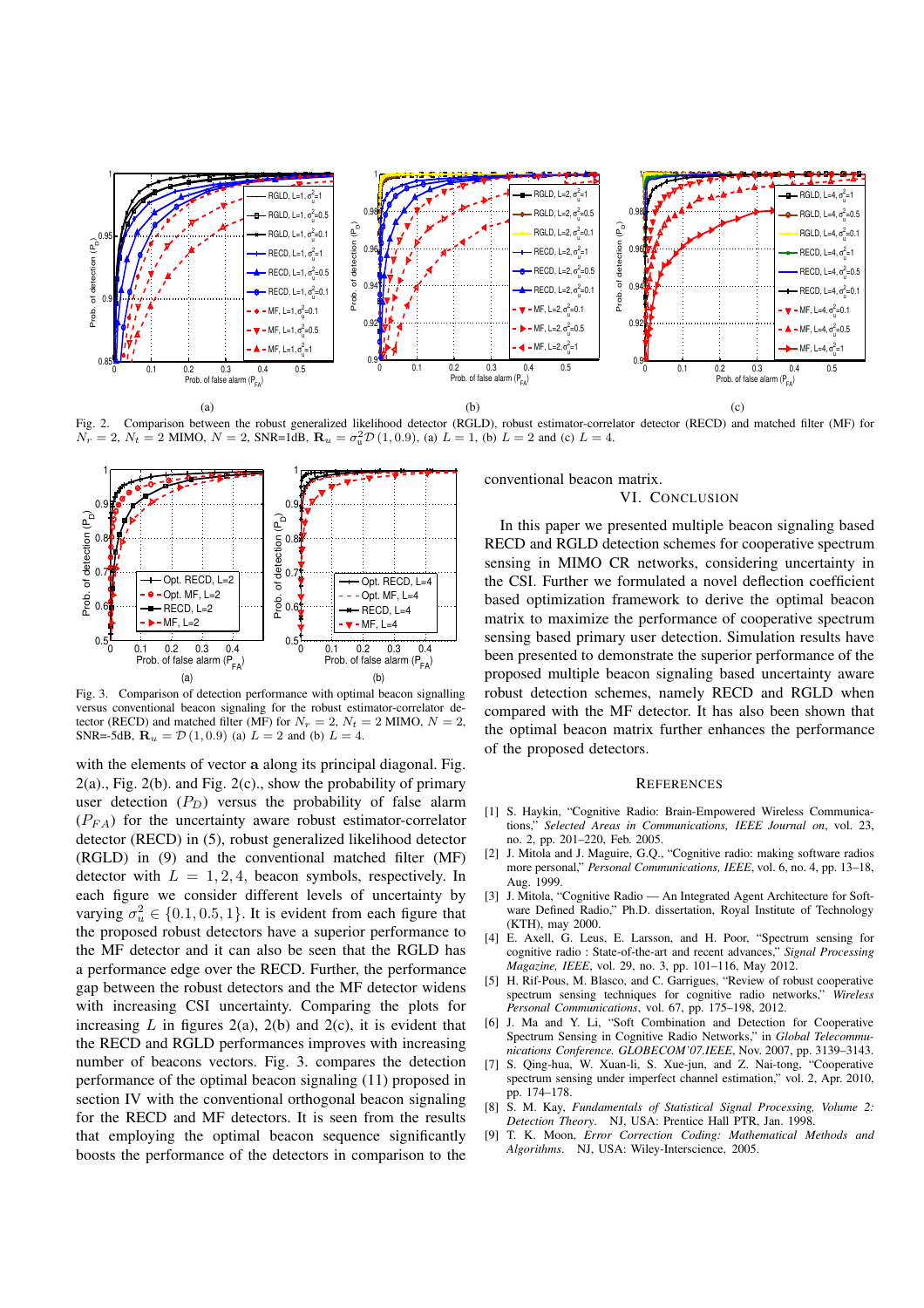Prob. of detection ($P_D$)

Prob. of false alarm ($P_{FA}$)

RGLD, L=1, $\sigma_u^2$=1
RGLD, L=1, $\sigma_u^2$=0.5
RGLD, L=1, $\sigma_u^2$=0.1
RECD, L=1, $\sigma_u^2$=1
RECD, L=1, $\sigma_u^2$=0.5
RECD, L=1, $\sigma_u^2$=0.1
MF, L=1, $\sigma_u^2$=0.1
MF, L=1, $\sigma_u^2$=0.5
MF, L=1, $\sigma_u^2$=1

(a)

RGLD, L=2, $\sigma_u^2$=1
RGLD, L=2, $\sigma_u^2$=0.5
RGLD, L=2, $\sigma_u^2$=0.1
RECD, L=2, $\sigma_u^2$=1
RECD, L=2, $\sigma_u^2$=0.5
RECD, L=2, $\sigma_u^2$=0.1
MF, L=2, $\sigma_u^2$=0.1
MF, L=2, $\sigma_u^2$=0.5
MF, L=2, $\sigma_u^2$=1

(b)

RGLD, L=4, $\sigma_u^2$=1
RGLD, L=4, $\sigma_u^2$=0.5
RGLD, L=4, $\sigma_u^2$=0.1
RECD, L=4, $\sigma_u^2$=1
RECD, L=4, $\sigma_u^2$=0.5
RECD, L=4, $\sigma_u^2$=0.1
MF, L=4, $\sigma_u^2$=0.1
MF, L=4, $\sigma_u^2$=0.5
MF, L=4, $\sigma_u^2$=1

(c)

Fig. 2. Comparison between the robust generalized likelihood detector (RGLD), robust estimator-correlator detector (RECD) and matched filter (MF) for $N_r = 2$, $N_t = 2$ MIMO, $N = 2$, SNR=1dB, $\mathbf{R}_u = \sigma_u^2\mathcal{D}(1, 0.9)$, (a) $L = 1$, (b) $L = 2$ and (c) $L = 4$.

Prob. of detection ($P_D$)

Prob. of false alarm ($P_{FA}$)

Opt. RECD, L=2
Opt. MF, L=2
RECD, L=2
MF, L=2

(a)

Opt. RECD, L=4
Opt. MF, L=4
RECD, L=4
MF, L=4

(b)

Fig. 3. Comparison of detection performance with optimal beacon signalling versus conventional beacon signaling for the robust estimator-correlator detector (RECD) and matched filter (MF) for $N_r = 2$, $N_t = 2$ MIMO, $N = 2$, SNR=-5dB, $\mathbf{R}_u = \mathcal{D}(1, 0.9)$ (a) $L = 2$ and (b) $L = 4$.

with the elements of vector a along its principal diagonal. Fig. 2(a)., Fig. 2(b). and Fig. 2(c)., show the probability of primary user detection $(P_D)$ versus the probability of false alarm $(P_{FA})$ for the uncertainty aware robust estimator-correlator detector (RECD) in (5), robust generalized likelihood detector (RGLD) in (9) and the conventional matched filter (MF) detector with $L = 1, 2, 4$, beacon symbols, respectively. In each figure we consider different levels of uncertainty by varying $\sigma_u^2 \in \{0.1, 0.5, 1\}$. It is evident from each figure that the proposed robust detectors have a superior performance to the MF detector and it can also be seen that the RGLD has a performance edge over the RECD. Further, the performance gap between the robust detectors and the MF detector widens with increasing CSI uncertainty. Comparing the plots for increasing $L$ in figures 2(a), 2(b) and 2(c), it is evident that the RECD and RGLD performances improves with increasing number of beacons vectors. Fig. 3. compares the detection performance of the optimal beacon signaling (11) proposed in section IV with the conventional orthogonal beacon signaling for the RECD and MF detectors. It is seen from the results that employing the optimal beacon sequence significantly boosts the performance of the detectors in comparison to the conventional beacon matrix.

## VI. Conclusion

In this paper we presented multiple beacon signaling based RECD and RGLD detection schemes for cooperative spectrum sensing in MIMO CR networks, considering uncertainty in the CSI. Further we formulated a novel deflection coefficient based optimization framework to derive the optimal beacon matrix to maximize the performance of cooperative spectrum sensing based primary user detection. Simulation results have been presented to demonstrate the superior performance of the proposed multiple beacon signaling based uncertainty aware robust detection schemes, namely RECD and RGLD when compared with the MF detector. It has also been shown that the optimal beacon matrix further enhances the performance of the proposed detectors.

## References

[1] S. Haykin, "Cognitive Radio: Brain-Empowered Wireless Communications," *Selected Areas in Communications, IEEE Journal on*, vol. 23, no. 2, pp. 201–220, Feb. 2005.

[2] J. Mitola and J. Maguire, G.Q., "Cognitive radio: making software radios more personal," *Personal Communications, IEEE*, vol. 6, no. 4, pp. 13–18, Aug. 1999.

[3] J. Mitola, "Cognitive Radio — An Integrated Agent Architecture for Software Defined Radio," Ph.D. dissertation, Royal Institute of Technology (KTH), may 2000.

[4] E. Axell, G. Leus, E. Larsson, and H. Poor, "Spectrum sensing for cognitive radio : State-of-the-art and recent advances," *Signal Processing Magazine, IEEE*, vol. 29, no. 3, pp. 101–116, May 2012.

[5] H. Rif-Pous, M. Blasco, and C. Garrigues, "Review of robust cooperative spectrum sensing techniques for cognitive radio networks," *Wireless Personal Communications*, vol. 67, pp. 175–198, 2012.

[6] J. Ma and Y. Li, "Soft Combination and Detection for Cooperative Spectrum Sensing in Cognitive Radio Networks," in *Global Telecommunications Conference. GLOBECOM'07.IEEE*, Nov. 2007, pp. 3139–3143.

[7] S. Qing-hua, W. Xuan-li, S. Xue-jun, and Z. Nai-tong, "Cooperative spectrum sensing under imperfect channel estimation," vol. 2, Apr. 2010, pp. 174–178.

[8] S. M. Kay, *Fundamentals of Statistical Signal Processing, Volume 2: Detection Theory*. NJ, USA: Prentice Hall PTR, Jan. 1998.

[9] T. K. Moon, *Error Correction Coding: Mathematical Methods and Algorithms*. NJ, USA: Wiley-Interscience, 2005.